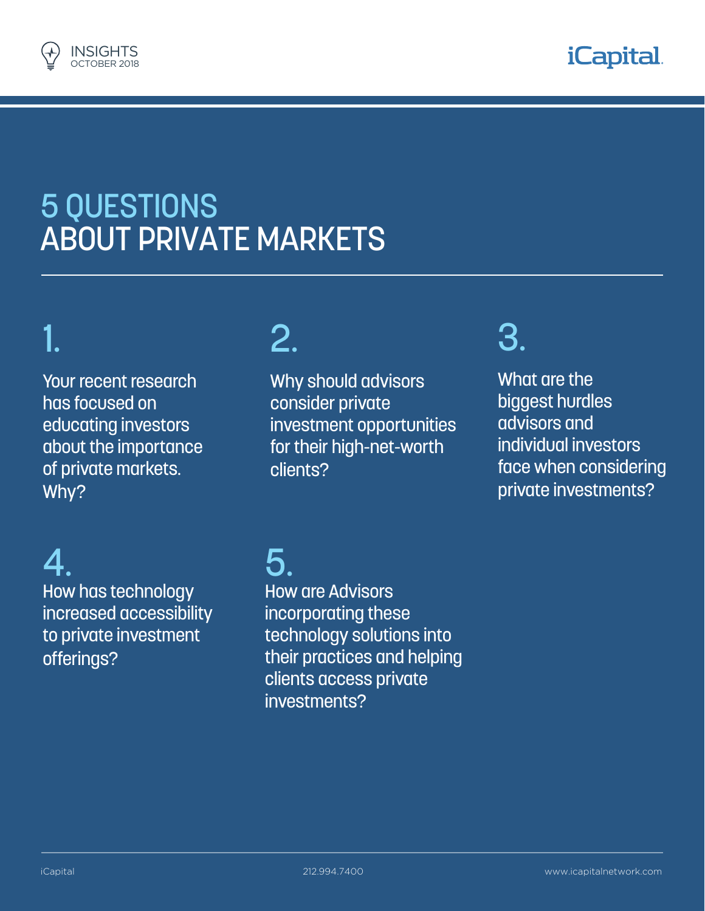INSIGHTS
OCTOBER 2018

iCapital.

# 5 QUESTIONS ABOUT PRIVATE MARKETS

## 1.

Your recent research has focused on educating investors about the importance of private markets. Why?

## 2.

Why should advisors consider private investment opportunities for their high-net-worth clients?

## 3.

What are the biggest hurdles advisors and individual investors face when considering private investments?

## 4.

How has technology increased accessibility to private investment offerings?

## 5.

How are Advisors incorporating these technology solutions into their practices and helping clients access private investments?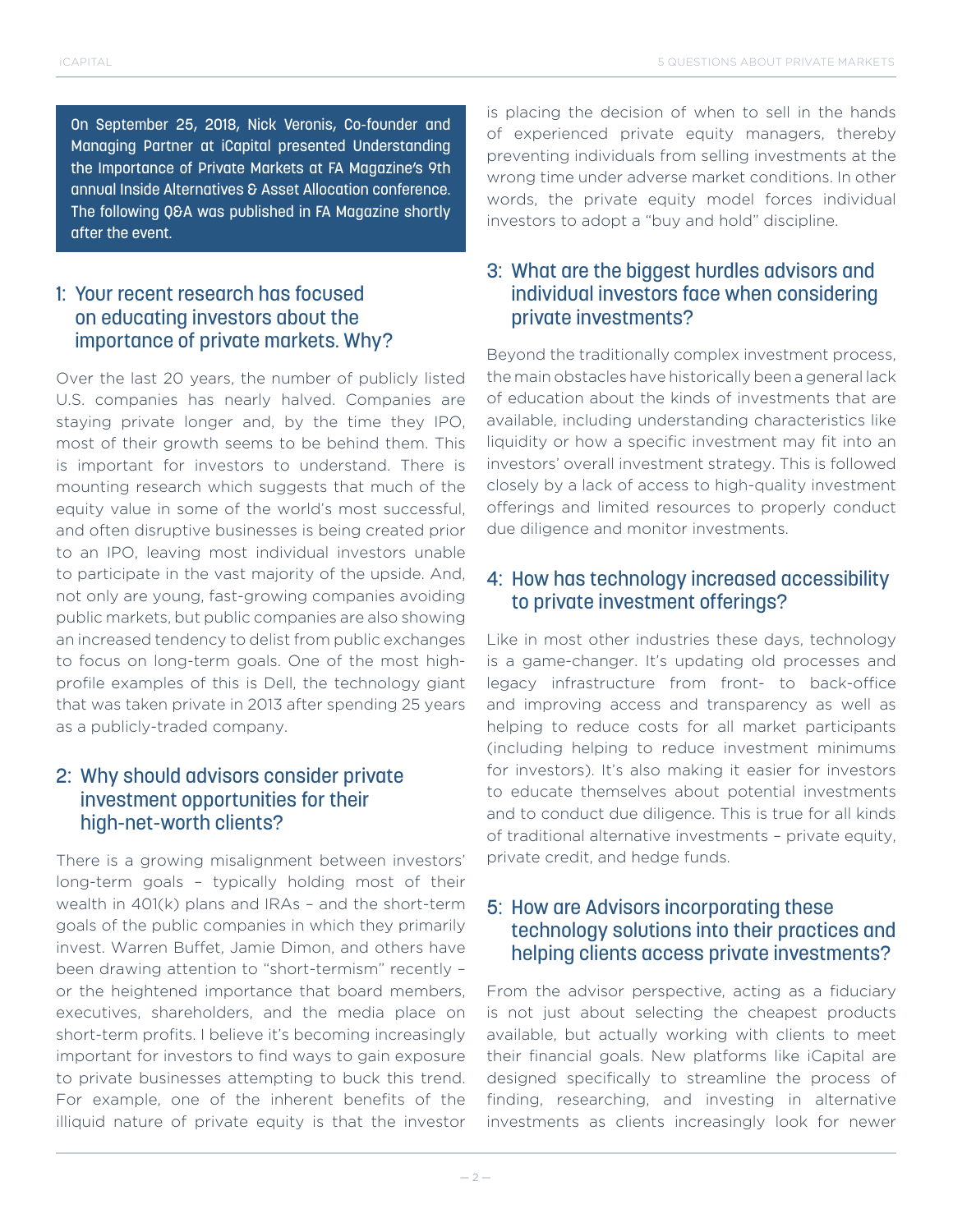On September 25, 2018, Nick Veronis, Co-founder and Managing Partner at iCapital presented Understanding the Importance of Private Markets at FA Magazine's 9th annual Inside Alternatives & Asset Allocation conference. The following Q&A was published in FA Magazine shortly after the event.

## 1: Your recent research has focused on educating investors about the importance of private markets. Why?

Over the last 20 years, the number of publicly listed U.S. companies has nearly halved. Companies are staying private longer and, by the time they IPO, most of their growth seems to be behind them. This is important for investors to understand. There is mounting research which suggests that much of the equity value in some of the world's most successful, and often disruptive businesses is being created prior to an IPO, leaving most individual investors unable to participate in the vast majority of the upside. And, not only are young, fast-growing companies avoiding public markets, but public companies are also showing an increased tendency to delist from public exchanges to focus on long-term goals. One of the most high-profile examples of this is Dell, the technology giant that was taken private in 2013 after spending 25 years as a publicly-traded company.

## 2: Why should advisors consider private investment opportunities for their high-net-worth clients?

There is a growing misalignment between investors' long-term goals – typically holding most of their wealth in 401(k) plans and IRAs – and the short-term goals of the public companies in which they primarily invest. Warren Buffet, Jamie Dimon, and others have been drawing attention to "short-termism" recently – or the heightened importance that board members, executives, shareholders, and the media place on short-term profits. I believe it's becoming increasingly important for investors to find ways to gain exposure to private businesses attempting to buck this trend. For example, one of the inherent benefits of the illiquid nature of private equity is that the investor is placing the decision of when to sell in the hands of experienced private equity managers, thereby preventing individuals from selling investments at the wrong time under adverse market conditions. In other words, the private equity model forces individual investors to adopt a "buy and hold" discipline.

## 3: What are the biggest hurdles advisors and individual investors face when considering private investments?

Beyond the traditionally complex investment process, the main obstacles have historically been a general lack of education about the kinds of investments that are available, including understanding characteristics like liquidity or how a specific investment may fit into an investors' overall investment strategy. This is followed closely by a lack of access to high-quality investment offerings and limited resources to properly conduct due diligence and monitor investments.

## 4: How has technology increased accessibility to private investment offerings?

Like in most other industries these days, technology is a game-changer. It's updating old processes and legacy infrastructure from front- to back-office and improving access and transparency as well as helping to reduce costs for all market participants (including helping to reduce investment minimums for investors). It's also making it easier for investors to educate themselves about potential investments and to conduct due diligence. This is true for all kinds of traditional alternative investments – private equity, private credit, and hedge funds.

## 5: How are Advisors incorporating these technology solutions into their practices and helping clients access private investments?

From the advisor perspective, acting as a fiduciary is not just about selecting the cheapest products available, but actually working with clients to meet their financial goals. New platforms like iCapital are designed specifically to streamline the process of finding, researching, and investing in alternative investments as clients increasingly look for newer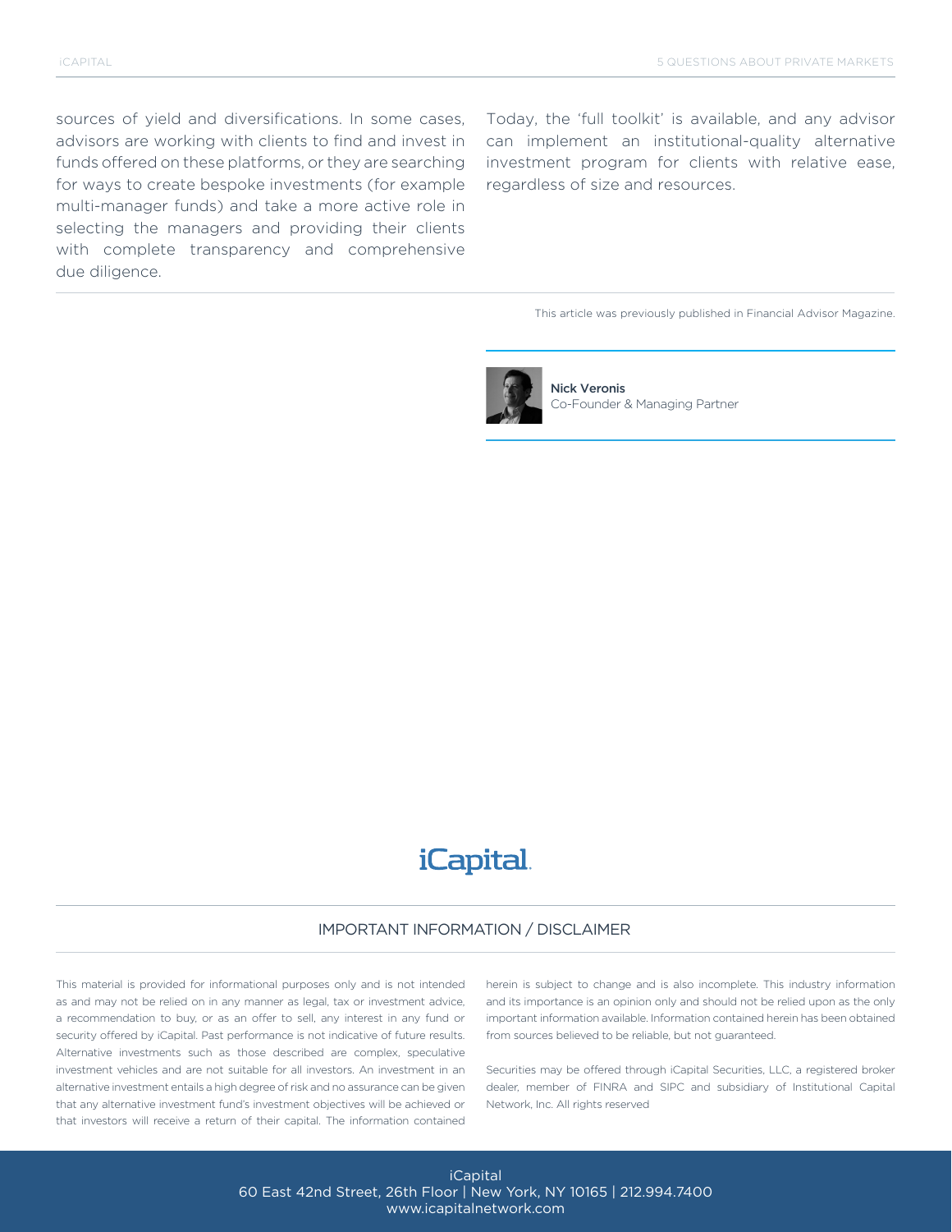sources of yield and diversifications. In some cases, advisors are working with clients to find and invest in funds offered on these platforms, or they are searching for ways to create bespoke investments (for example multi-manager funds) and take a more active role in selecting the managers and providing their clients with complete transparency and comprehensive due diligence.

Today, the 'full toolkit' is available, and any advisor can implement an institutional-quality alternative investment program for clients with relative ease, regardless of size and resources.

This article was previously published in Financial Advisor Magazine.

**Nick Veronis**
Co-Founder & Managing Partner

iCapital.

## IMPORTANT INFORMATION / DISCLAIMER

This material is provided for informational purposes only and is not intended as and may not be relied on in any manner as legal, tax or investment advice, a recommendation to buy, or as an offer to sell, any interest in any fund or security offered by iCapital. Past performance is not indicative of future results. Alternative investments such as those described are complex, speculative investment vehicles and are not suitable for all investors. An investment in an alternative investment entails a high degree of risk and no assurance can be given that any alternative investment fund's investment objectives will be achieved or that investors will receive a return of their capital. The information contained herein is subject to change and is also incomplete. This industry information and its importance is an opinion only and should not be relied upon as the only important information available. Information contained herein has been obtained from sources believed to be reliable, but not guaranteed.

Securities may be offered through iCapital Securities, LLC, a registered broker dealer, member of FINRA and SIPC and subsidiary of Institutional Capital Network, Inc. All rights reserved

iCapital
60 East 42nd Street, 26th Floor | New York, NY 10165 | 212.994.7400
www.icapitalnetwork.com